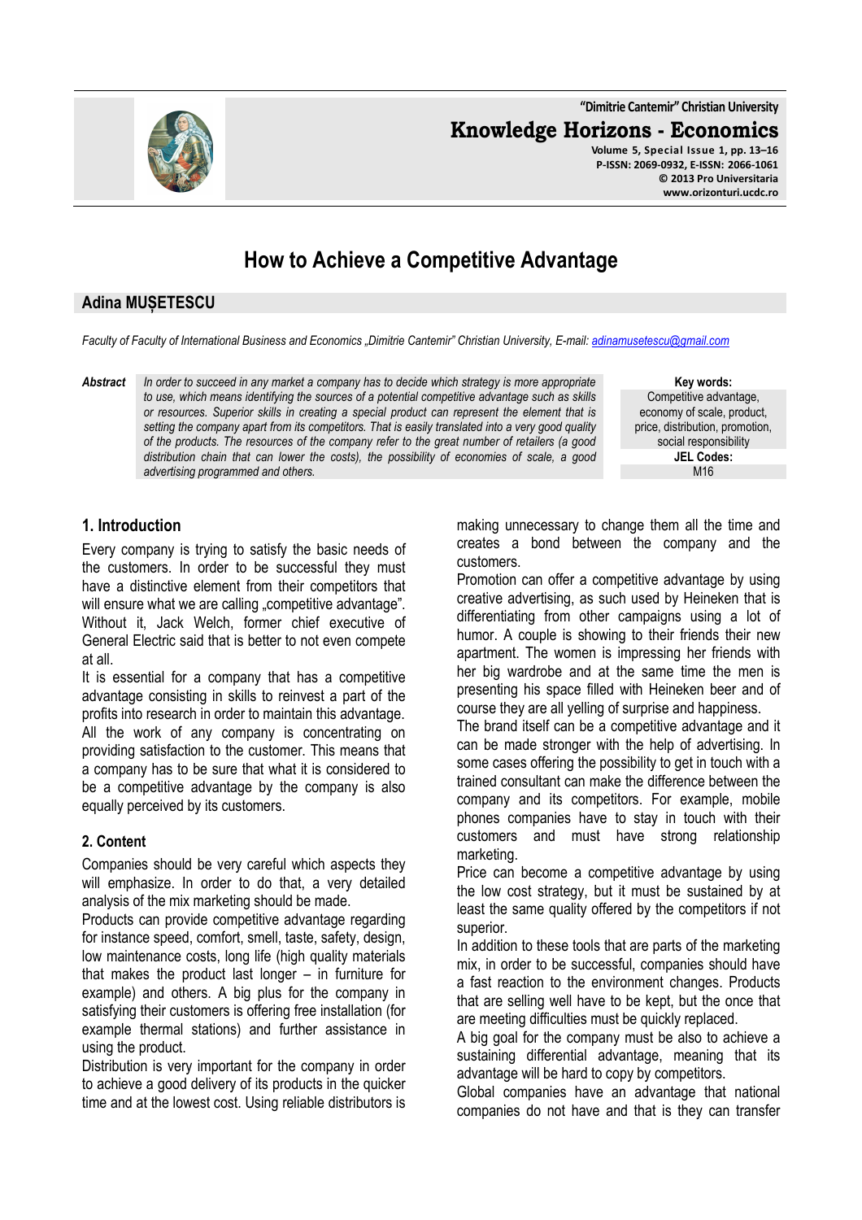# How to Achieve a Competitive Advantage

## Adina MUȘETESCU

*Faculty of Faculty of International Business and Economics „Dimitrie Cantemir" Christian University, E-mail: adinamusetescu@gmail.com*

**Abstract** *In order to succeed in any market a company has to decide which strategy is more appropriate to use, which means identifying the sources of a potential competitive advantage such as skills or resources. Superior skills in creating a special product can represent the element that is setting the company apart from its competitors. That is easily translated into a very good quality of the products. The resources of the company refer to the great number of retailers (a good distribution chain that can lower the costs), the possibility of economies of scale, a good advertising programmed and others.*

**Key words:**
Competitive advantage, economy of scale, product, price, distribution, promotion, social responsibility

**JEL Codes:**
M16

## 1. Introduction

Every company is trying to satisfy the basic needs of the customers. In order to be successful they must have a distinctive element from their competitors that will ensure what we are calling „competitive advantage". Without it, Jack Welch, former chief executive of General Electric said that is better to not even compete at all.

It is essential for a company that has a competitive advantage consisting in skills to reinvest a part of the profits into research in order to maintain this advantage. All the work of any company is concentrating on providing satisfaction to the customer. This means that a company has to be sure that what it is considered to be a competitive advantage by the company is also equally perceived by its customers.

## 2. Content

Companies should be very careful which aspects they will emphasize. In order to do that, a very detailed analysis of the mix marketing should be made.

Products can provide competitive advantage regarding for instance speed, comfort, smell, taste, safety, design, low maintenance costs, long life (high quality materials that makes the product last longer – in furniture for example) and others. A big plus for the company in satisfying their customers is offering free installation (for example thermal stations) and further assistance in using the product.

Distribution is very important for the company in order to achieve a good delivery of its products in the quicker time and at the lowest cost. Using reliable distributors is making unnecessary to change them all the time and creates a bond between the company and the customers.

Promotion can offer a competitive advantage by using creative advertising, as such used by Heineken that is differentiating from other campaigns using a lot of humor. A couple is showing to their friends their new apartment. The women is impressing her friends with her big wardrobe and at the same time the men is presenting his space filled with Heineken beer and of course they are all yelling of surprise and happiness.

The brand itself can be a competitive advantage and it can be made stronger with the help of advertising. In some cases offering the possibility to get in touch with a trained consultant can make the difference between the company and its competitors. For example, mobile phones companies have to stay in touch with their customers and must have strong relationship marketing.

Price can become a competitive advantage by using the low cost strategy, but it must be sustained by at least the same quality offered by the competitors if not superior.

In addition to these tools that are parts of the marketing mix, in order to be successful, companies should have a fast reaction to the environment changes. Products that are selling well have to be kept, but the once that are meeting difficulties must be quickly replaced.

A big goal for the company must be also to achieve a sustaining differential advantage, meaning that its advantage will be hard to copy by competitors.

Global companies have an advantage that national companies do not have and that is they can transfer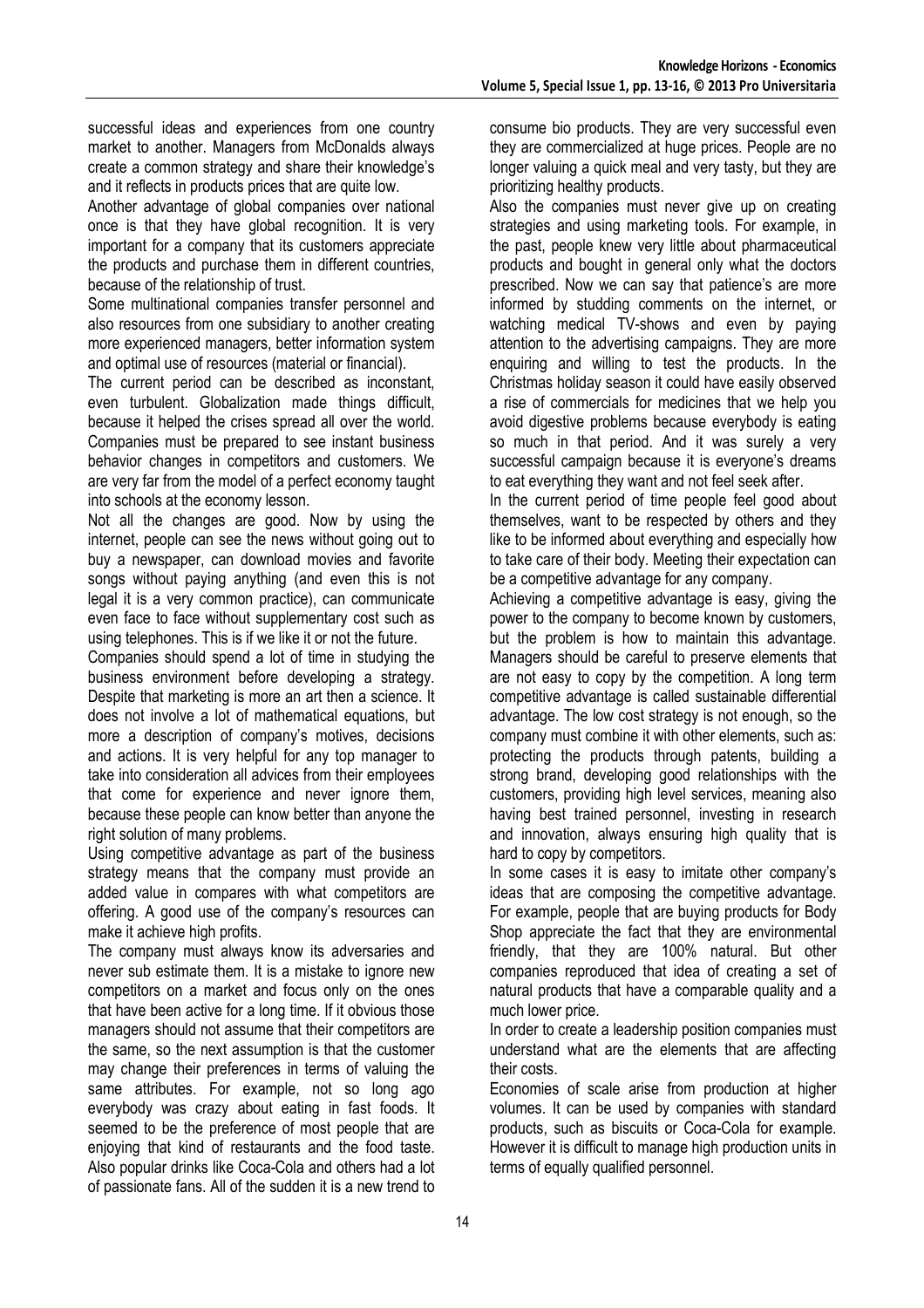successful ideas and experiences from one country market to another. Managers from McDonalds always create a common strategy and share their knowledge's and it reflects in products prices that are quite low.

Another advantage of global companies over national once is that they have global recognition. It is very important for a company that its customers appreciate the products and purchase them in different countries, because of the relationship of trust.

Some multinational companies transfer personnel and also resources from one subsidiary to another creating more experienced managers, better information system and optimal use of resources (material or financial).

The current period can be described as inconstant, even turbulent. Globalization made things difficult, because it helped the crises spread all over the world. Companies must be prepared to see instant business behavior changes in competitors and customers. We are very far from the model of a perfect economy taught into schools at the economy lesson.

Not all the changes are good. Now by using the internet, people can see the news without going out to buy a newspaper, can download movies and favorite songs without paying anything (and even this is not legal it is a very common practice), can communicate even face to face without supplementary cost such as using telephones. This is if we like it or not the future.

Companies should spend a lot of time in studying the business environment before developing a strategy. Despite that marketing is more an art then a science. It does not involve a lot of mathematical equations, but more a description of company's motives, decisions and actions. It is very helpful for any top manager to take into consideration all advices from their employees that come for experience and never ignore them, because these people can know better than anyone the right solution of many problems.

Using competitive advantage as part of the business strategy means that the company must provide an added value in compares with what competitors are offering. A good use of the company's resources can make it achieve high profits.

The company must always know its adversaries and never sub estimate them. It is a mistake to ignore new competitors on a market and focus only on the ones that have been active for a long time. If it obvious those managers should not assume that their competitors are the same, so the next assumption is that the customer may change their preferences in terms of valuing the same attributes. For example, not so long ago everybody was crazy about eating in fast foods. It seemed to be the preference of most people that are enjoying that kind of restaurants and the food taste. Also popular drinks like Coca-Cola and others had a lot of passionate fans. All of the sudden it is a new trend to consume bio products. They are very successful even they are commercialized at huge prices. People are no longer valuing a quick meal and very tasty, but they are prioritizing healthy products.

Also the companies must never give up on creating strategies and using marketing tools. For example, in the past, people knew very little about pharmaceutical products and bought in general only what the doctors prescribed. Now we can say that patience's are more informed by studding comments on the internet, or watching medical TV-shows and even by paying attention to the advertising campaigns. They are more enquiring and willing to test the products. In the Christmas holiday season it could have easily observed a rise of commercials for medicines that we help you avoid digestive problems because everybody is eating so much in that period. And it was surely a very successful campaign because it is everyone's dreams to eat everything they want and not feel seek after.

In the current period of time people feel good about themselves, want to be respected by others and they like to be informed about everything and especially how to take care of their body. Meeting their expectation can be a competitive advantage for any company.

Achieving a competitive advantage is easy, giving the power to the company to become known by customers, but the problem is how to maintain this advantage. Managers should be careful to preserve elements that are not easy to copy by the competition. A long term competitive advantage is called sustainable differential advantage. The low cost strategy is not enough, so the company must combine it with other elements, such as: protecting the products through patents, building a strong brand, developing good relationships with the customers, providing high level services, meaning also having best trained personnel, investing in research and innovation, always ensuring high quality that is hard to copy by competitors.

In some cases it is easy to imitate other company's ideas that are composing the competitive advantage. For example, people that are buying products for Body Shop appreciate the fact that they are environmental friendly, that they are 100% natural. But other companies reproduced that idea of creating a set of natural products that have a comparable quality and a much lower price.

In order to create a leadership position companies must understand what are the elements that are affecting their costs.

Economies of scale arise from production at higher volumes. It can be used by companies with standard products, such as biscuits or Coca-Cola for example. However it is difficult to manage high production units in terms of equally qualified personnel.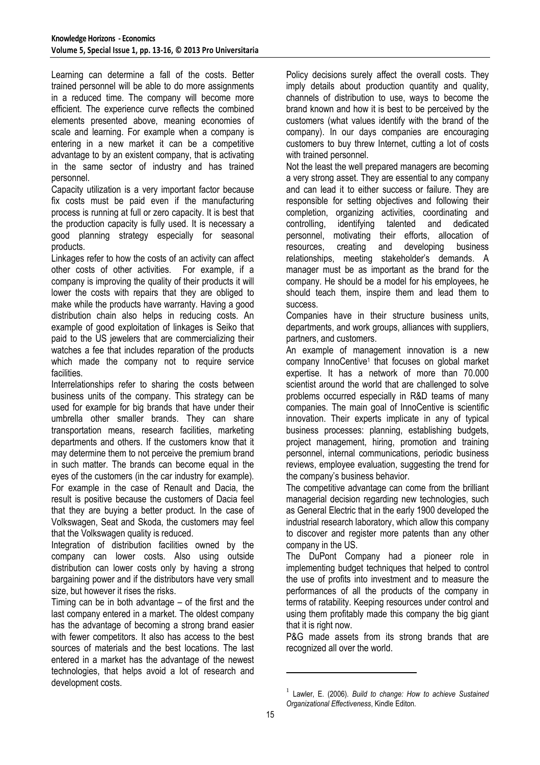Learning can determine a fall of the costs. Better trained personnel will be able to do more assignments in a reduced time. The company will become more efficient. The experience curve reflects the combined elements presented above, meaning economies of scale and learning. For example when a company is entering in a new market it can be a competitive advantage to by an existent company, that is activating in the same sector of industry and has trained personnel.

Capacity utilization is a very important factor because fix costs must be paid even if the manufacturing process is running at full or zero capacity. It is best that the production capacity is fully used. It is necessary a good planning strategy especially for seasonal products.

Linkages refer to how the costs of an activity can affect other costs of other activities. For example, if a company is improving the quality of their products it will lower the costs with repairs that they are obliged to make while the products have warranty. Having a good distribution chain also helps in reducing costs. An example of good exploitation of linkages is Seiko that paid to the US jewelers that are commercializing their watches a fee that includes reparation of the products which made the company not to require service facilities.

Interrelationships refer to sharing the costs between business units of the company. This strategy can be used for example for big brands that have under their umbrella other smaller brands. They can share transportation means, research facilities, marketing departments and others. If the customers know that it may determine them to not perceive the premium brand in such matter. The brands can become equal in the eyes of the customers (in the car industry for example). For example in the case of Renault and Dacia, the result is positive because the customers of Dacia feel that they are buying a better product. In the case of Volkswagen, Seat and Skoda, the customers may feel that the Volkswagen quality is reduced.

Integration of distribution facilities owned by the company can lower costs. Also using outside distribution can lower costs only by having a strong bargaining power and if the distributors have very small size, but however it rises the risks.

Timing can be in both advantage – of the first and the last company entered in a market. The oldest company has the advantage of becoming a strong brand easier with fewer competitors. It also has access to the best sources of materials and the best locations. The last entered in a market has the advantage of the newest technologies, that helps avoid a lot of research and development costs.

Policy decisions surely affect the overall costs. They imply details about production quantity and quality, channels of distribution to use, ways to become the brand known and how it is best to be perceived by the customers (what values identify with the brand of the company). In our days companies are encouraging customers to buy threw Internet, cutting a lot of costs with trained personnel.

Not the least the well prepared managers are becoming a very strong asset. They are essential to any company and can lead it to either success or failure. They are responsible for setting objectives and following their completion, organizing activities, coordinating and controlling, identifying talented and dedicated personnel, motivating their efforts, allocation of resources, creating and developing business relationships, meeting stakeholder's demands. A manager must be as important as the brand for the company. He should be a model for his employees, he should teach them, inspire them and lead them to success.

Companies have in their structure business units, departments, and work groups, alliances with suppliers, partners, and customers.

An example of management innovation is a new company InnoCentive[1] that focuses on global market expertise. It has a network of more than 70.000 scientist around the world that are challenged to solve problems occurred especially in R&D teams of many companies. The main goal of InnoCentive is scientific innovation. Their experts implicate in any of typical business processes: planning, establishing budgets, project management, hiring, promotion and training personnel, internal communications, periodic business reviews, employee evaluation, suggesting the trend for the company's business behavior.

The competitive advantage can come from the brilliant managerial decision regarding new technologies, such as General Electric that in the early 1900 developed the industrial research laboratory, which allow this company to discover and register more patents than any other company in the US.

The DuPont Company had a pioneer role in implementing budget techniques that helped to control the use of profits into investment and to measure the performances of all the products of the company in terms of ratability. Keeping resources under control and using them profitably made this company the big giant that it is right now.

P&G made assets from its strong brands that are recognized all over the world.

---

[1] Lawler, E. (2006). *Build to change: How to achieve Sustained Organizational Effectiveness*, Kindle Editon.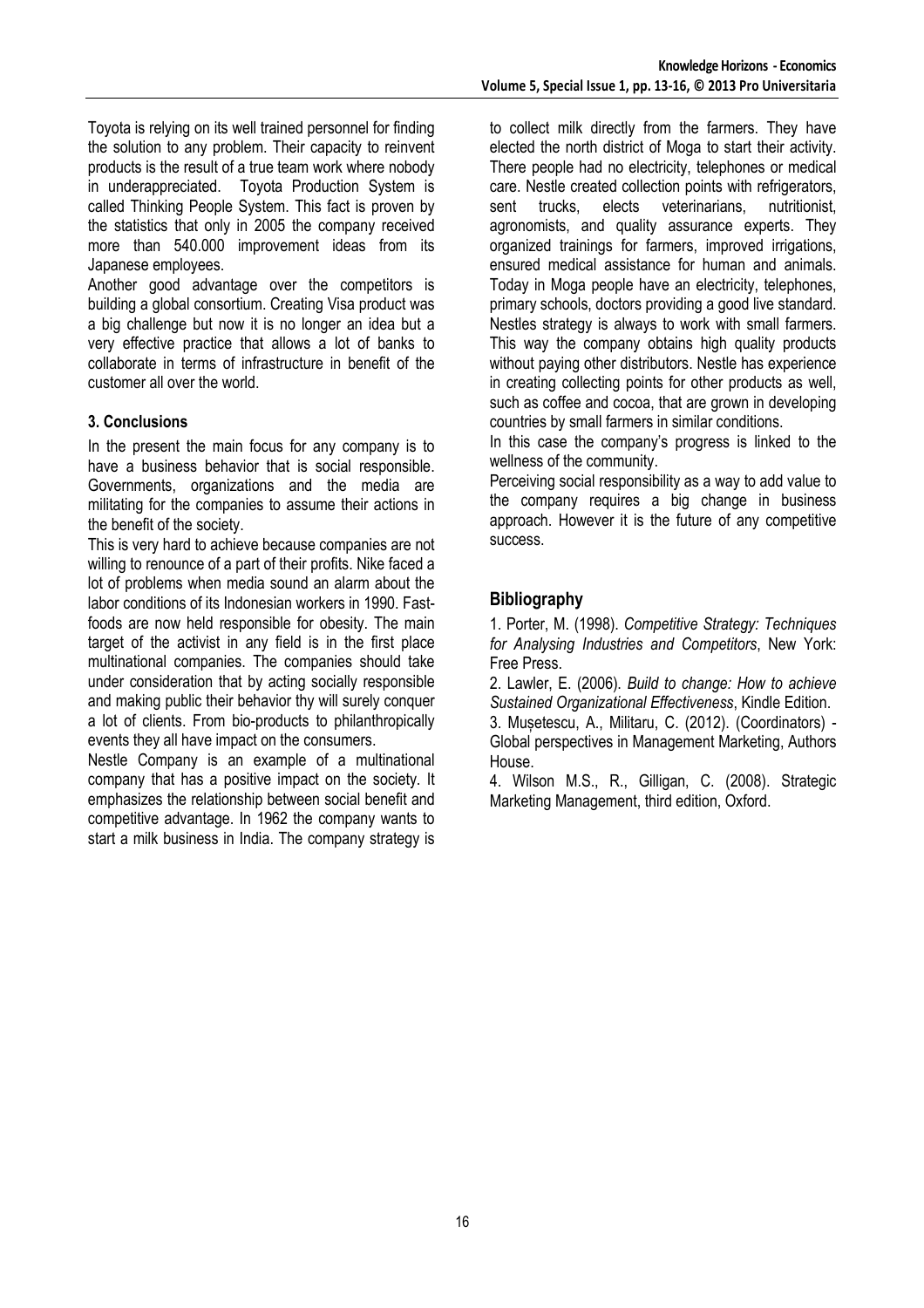Toyota is relying on its well trained personnel for finding the solution to any problem. Their capacity to reinvent products is the result of a true team work where nobody in underappreciated. Toyota Production System is called Thinking People System. This fact is proven by the statistics that only in 2005 the company received more than 540.000 improvement ideas from its Japanese employees.

Another good advantage over the competitors is building a global consortium. Creating Visa product was a big challenge but now it is no longer an idea but a very effective practice that allows a lot of banks to collaborate in terms of infrastructure in benefit of the customer all over the world.

### 3. Conclusions

In the present the main focus for any company is to have a business behavior that is social responsible. Governments, organizations and the media are militating for the companies to assume their actions in the benefit of the society.

This is very hard to achieve because companies are not willing to renounce of a part of their profits. Nike faced a lot of problems when media sound an alarm about the labor conditions of its Indonesian workers in 1990. Fast-foods are now held responsible for obesity. The main target of the activist in any field is in the first place multinational companies. The companies should take under consideration that by acting socially responsible and making public their behavior thy will surely conquer a lot of clients. From bio-products to philanthropically events they all have impact on the consumers.

Nestle Company is an example of a multinational company that has a positive impact on the society. It emphasizes the relationship between social benefit and competitive advantage. In 1962 the company wants to start a milk business in India. The company strategy is to collect milk directly from the farmers. They have elected the north district of Moga to start their activity. There people had no electricity, telephones or medical care. Nestle created collection points with refrigerators, sent trucks, elects veterinarians, nutritionist, agronomists, and quality assurance experts. They organized trainings for farmers, improved irrigations, ensured medical assistance for human and animals. Today in Moga people have an electricity, telephones, primary schools, doctors providing a good live standard. Nestles strategy is always to work with small farmers. This way the company obtains high quality products without paying other distributors. Nestle has experience in creating collecting points for other products as well, such as coffee and cocoa, that are grown in developing countries by small farmers in similar conditions.

In this case the company's progress is linked to the wellness of the community.

Perceiving social responsibility as a way to add value to the company requires a big change in business approach. However it is the future of any competitive success.

## Bibliography

1. Porter, M. (1998). *Competitive Strategy: Techniques for Analysing Industries and Competitors*, New York: Free Press.
2. Lawler, E. (2006). *Build to change: How to achieve Sustained Organizational Effectiveness*, Kindle Edition.
3. Mușetescu, A., Militaru, C. (2012). (Coordinators) - Global perspectives in Management Marketing, Authors House.
4. Wilson M.S., R., Gilligan, C. (2008). Strategic Marketing Management, third edition, Oxford.